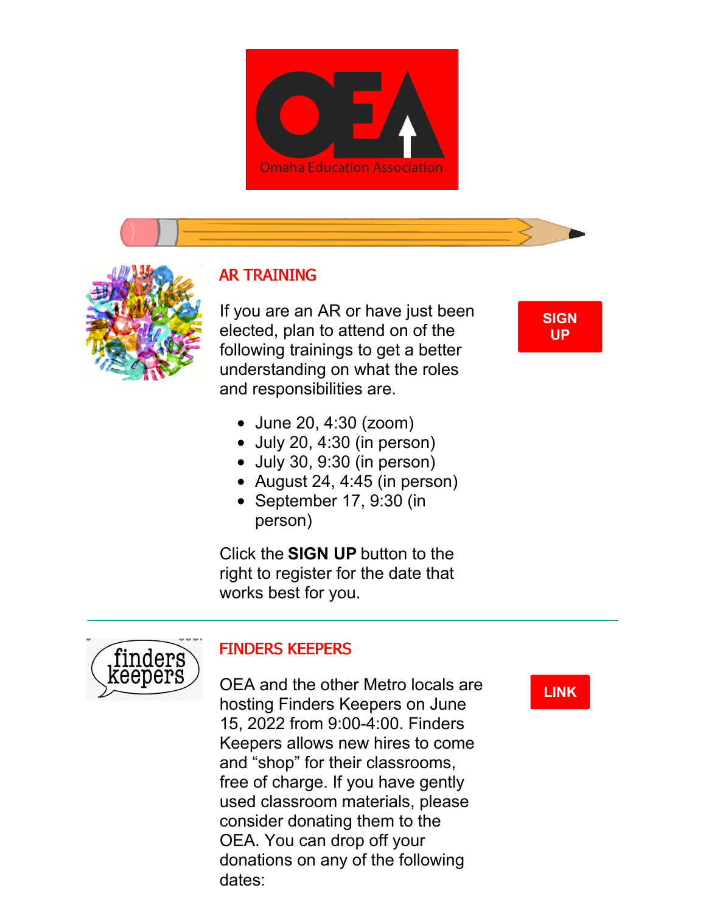## AR TRAINING

If you are an AR or have just been elected, plan to attend on of the following trainings to get a better understanding on what the roles and responsibilities are.

- June 20, 4:30 (zoom)
- July 20, 4:30 (in person)
- July 30, 9:30 (in person)
- August 24, 4:45 (in person)
- September 17, 9:30 (in person)

Click the **SIGN UP** button to the right to register for the date that works best for you.

SIGN UP

---

## FINDERS KEEPERS

OEA and the other Metro locals are hosting Finders Keepers on June 15, 2022 from 9:00-4:00. Finders Keepers allows new hires to come and "shop" for their classrooms, free of charge. If you have gently used classroom materials, please consider donating them to the OEA. You can drop off your donations on any of the following dates:

LINK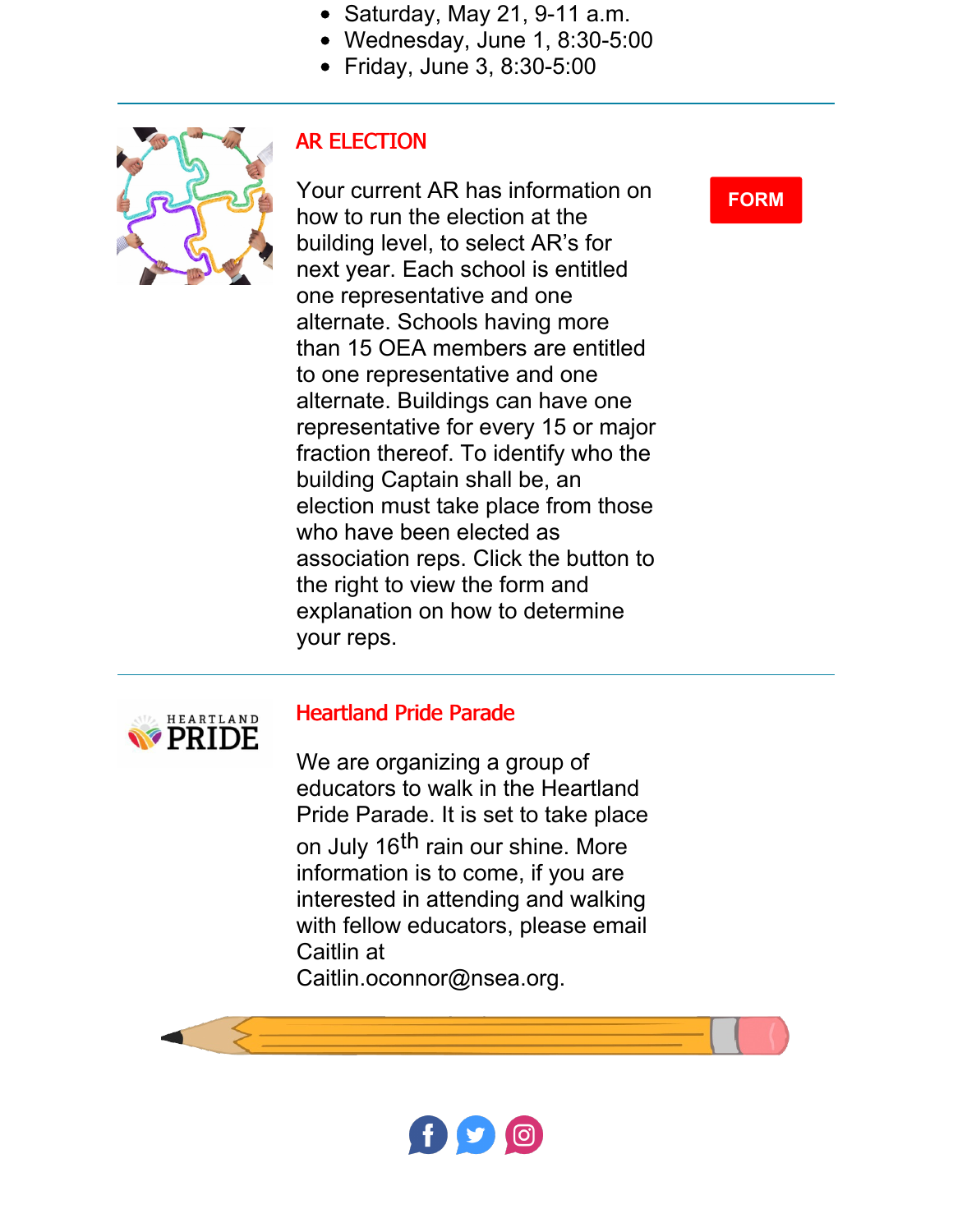- Saturday, May 21, 9-11 a.m.
- Wednesday, June 1, 8:30-5:00
- Friday, June 3, 8:30-5:00

---

## AR ELECTION

Your current AR has information on how to run the election at the building level, to select AR's for next year. Each school is entitled one representative and one alternate. Schools having more than 15 OEA members are entitled to one representative and one alternate. Buildings can have one representative for every 15 or major fraction thereof. To identify who the building Captain shall be, an election must take place from those who have been elected as association reps. Click the button to the right to view the form and explanation on how to determine your reps.

**FORM**

---

## Heartland Pride Parade

We are organizing a group of educators to walk in the Heartland Pride Parade. It is set to take place on July 16th rain our shine. More information is to come, if you are interested in attending and walking with fellow educators, please email Caitlin at Caitlin.oconnor@nsea.org.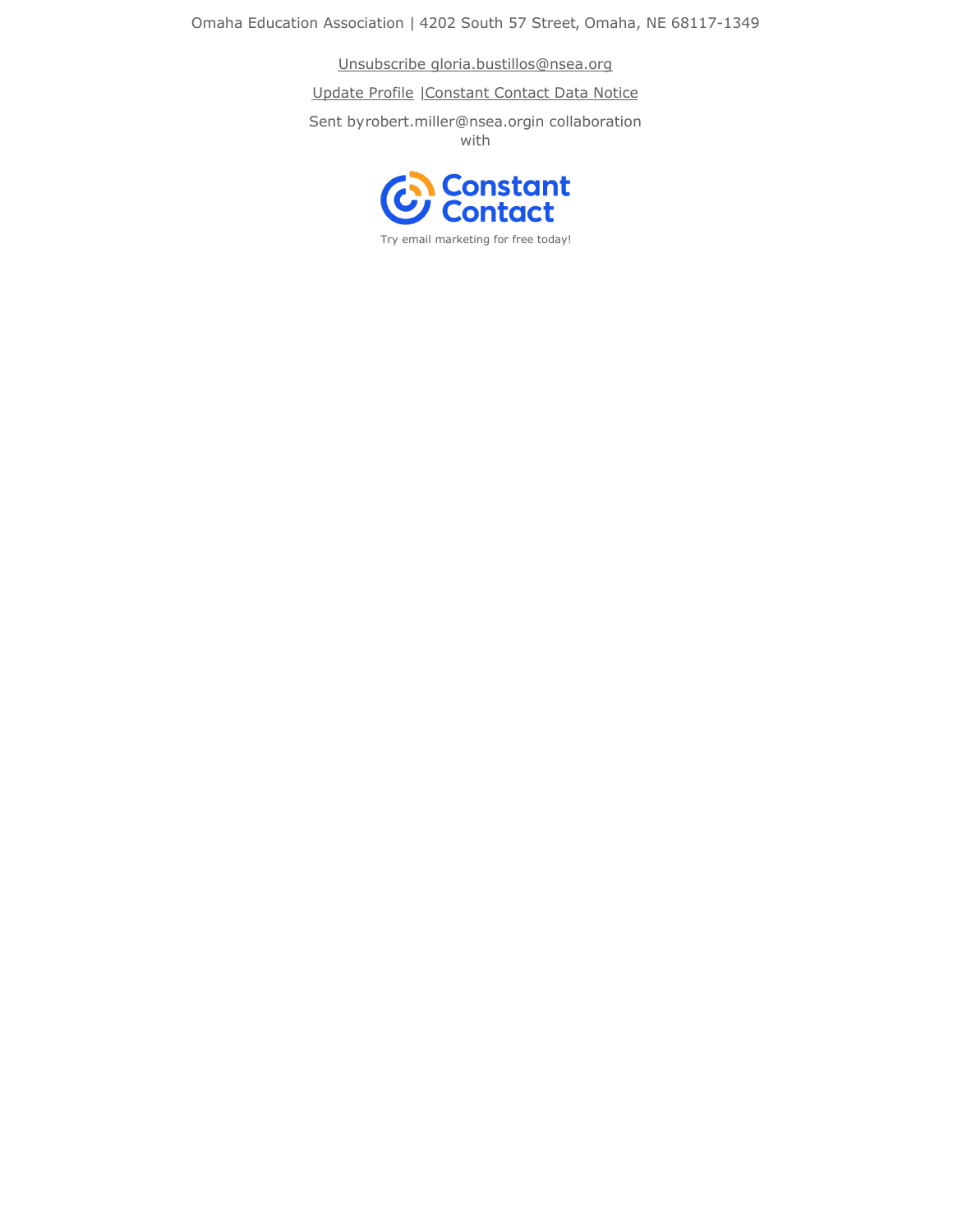Omaha Education Association | 4202 South 57 Street, Omaha, NE 68117-1349

Unsubscribe gloria.bustillos@nsea.org

Update Profile |Constant Contact Data Notice

Sent byrobert.miller@nsea.orgin collaboration with

Constant Contact

Try email marketing for free today!